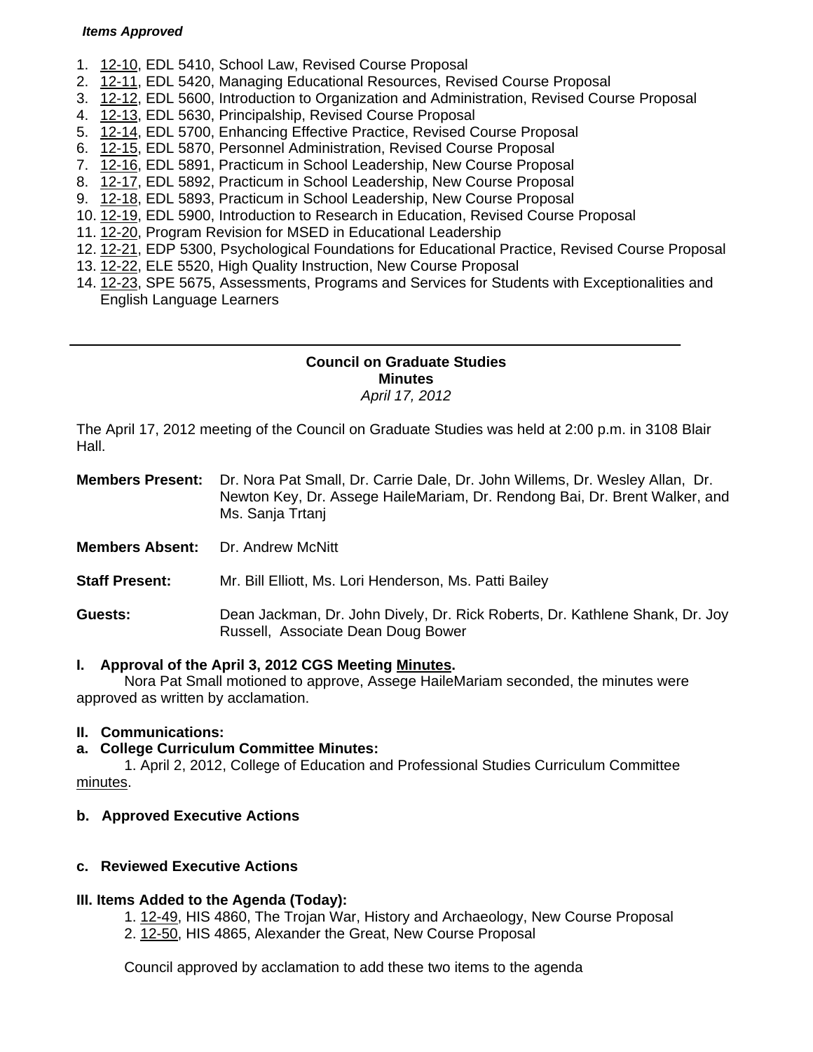***Items Approved***

1. 12-10, EDL 5410, School Law, Revised Course Proposal
2. 12-11, EDL 5420, Managing Educational Resources, Revised Course Proposal
3. 12-12, EDL 5600, Introduction to Organization and Administration, Revised Course Proposal
4. 12-13, EDL 5630, Principalship, Revised Course Proposal
5. 12-14, EDL 5700, Enhancing Effective Practice, Revised Course Proposal
6. 12-15, EDL 5870, Personnel Administration, Revised Course Proposal
7. 12-16, EDL 5891, Practicum in School Leadership, New Course Proposal
8. 12-17, EDL 5892, Practicum in School Leadership, New Course Proposal
9. 12-18, EDL 5893, Practicum in School Leadership, New Course Proposal
10. 12-19, EDL 5900, Introduction to Research in Education, Revised Course Proposal
11. 12-20, Program Revision for MSED in Educational Leadership
12. 12-21, EDP 5300, Psychological Foundations for Educational Practice, Revised Course Proposal
13. 12-22, ELE 5520, High Quality Instruction, New Course Proposal
14. 12-23, SPE 5675, Assessments, Programs and Services for Students with Exceptionalities and English Language Learners

---

## Council on Graduate Studies
## Minutes
*April 17, 2012*

The April 17, 2012 meeting of the Council on Graduate Studies was held at 2:00 p.m. in 3108 Blair Hall.

**Members Present:** Dr. Nora Pat Small, Dr. Carrie Dale, Dr. John Willems, Dr. Wesley Allan, Dr. Newton Key, Dr. Assege HaileMariam, Dr. Rendong Bai, Dr. Brent Walker, and Ms. Sanja Trtanj

**Members Absent:** Dr. Andrew McNitt

**Staff Present:** Mr. Bill Elliott, Ms. Lori Henderson, Ms. Patti Bailey

**Guests:** Dean Jackman, Dr. John Dively, Dr. Rick Roberts, Dr. Kathlene Shank, Dr. Joy Russell, Associate Dean Doug Bower

**I. Approval of the April 3, 2012 CGS Meeting Minutes.**

Nora Pat Small motioned to approve, Assege HaileMariam seconded, the minutes were approved as written by acclamation.

**II. Communications:**

**a. College Curriculum Committee Minutes:**

1. April 2, 2012, College of Education and Professional Studies Curriculum Committee minutes.

**b. Approved Executive Actions**

**c. Reviewed Executive Actions**

**III. Items Added to the Agenda (Today):**

1. 12-49, HIS 4860, The Trojan War, History and Archaeology, New Course Proposal
2. 12-50, HIS 4865, Alexander the Great, New Course Proposal

Council approved by acclamation to add these two items to the agenda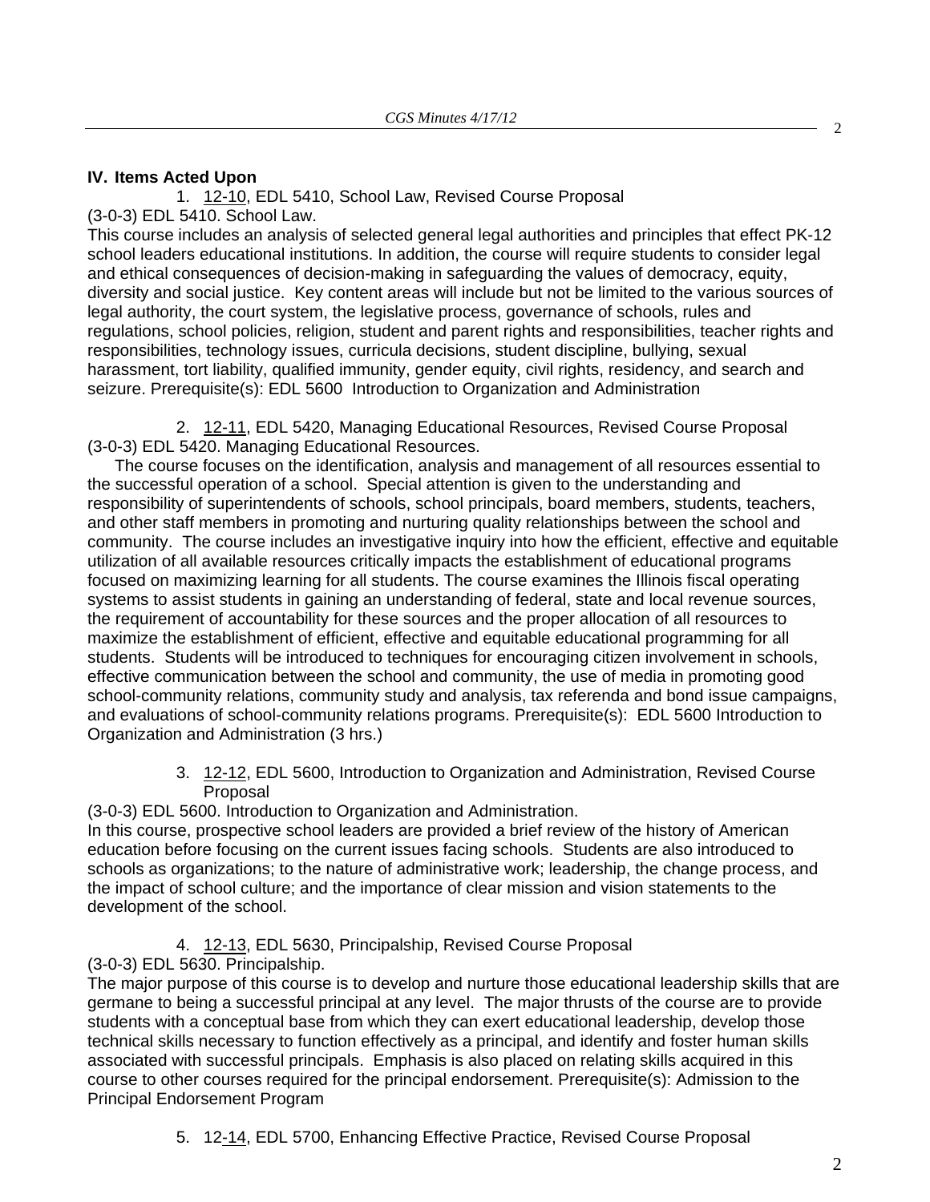## IV. Items Acted Upon

1. 12-10, EDL 5410, School Law, Revised Course Proposal

(3-0-3) EDL 5410. School Law.

This course includes an analysis of selected general legal authorities and principles that effect PK-12 school leaders educational institutions. In addition, the course will require students to consider legal and ethical consequences of decision-making in safeguarding the values of democracy, equity, diversity and social justice. Key content areas will include but not be limited to the various sources of legal authority, the court system, the legislative process, governance of schools, rules and regulations, school policies, religion, student and parent rights and responsibilities, teacher rights and responsibilities, technology issues, curricula decisions, student discipline, bullying, sexual harassment, tort liability, qualified immunity, gender equity, civil rights, residency, and search and seizure. Prerequisite(s): EDL 5600 Introduction to Organization and Administration

2. 12-11, EDL 5420, Managing Educational Resources, Revised Course Proposal

(3-0-3) EDL 5420. Managing Educational Resources.

The course focuses on the identification, analysis and management of all resources essential to the successful operation of a school. Special attention is given to the understanding and responsibility of superintendents of schools, school principals, board members, students, teachers, and other staff members in promoting and nurturing quality relationships between the school and community. The course includes an investigative inquiry into how the efficient, effective and equitable utilization of all available resources critically impacts the establishment of educational programs focused on maximizing learning for all students. The course examines the Illinois fiscal operating systems to assist students in gaining an understanding of federal, state and local revenue sources, the requirement of accountability for these sources and the proper allocation of all resources to maximize the establishment of efficient, effective and equitable educational programming for all students. Students will be introduced to techniques for encouraging citizen involvement in schools, effective communication between the school and community, the use of media in promoting good school-community relations, community study and analysis, tax referenda and bond issue campaigns, and evaluations of school-community relations programs. Prerequisite(s): EDL 5600 Introduction to Organization and Administration (3 hrs.)

3. 12-12, EDL 5600, Introduction to Organization and Administration, Revised Course Proposal

(3-0-3) EDL 5600. Introduction to Organization and Administration.

In this course, prospective school leaders are provided a brief review of the history of American education before focusing on the current issues facing schools. Students are also introduced to schools as organizations; to the nature of administrative work; leadership, the change process, and the impact of school culture; and the importance of clear mission and vision statements to the development of the school.

4. 12-13, EDL 5630, Principalship, Revised Course Proposal

(3-0-3) EDL 5630. Principalship.

The major purpose of this course is to develop and nurture those educational leadership skills that are germane to being a successful principal at any level. The major thrusts of the course are to provide students with a conceptual base from which they can exert educational leadership, develop those technical skills necessary to function effectively as a principal, and identify and foster human skills associated with successful principals. Emphasis is also placed on relating skills acquired in this course to other courses required for the principal endorsement. Prerequisite(s): Admission to the Principal Endorsement Program

5. 12-14, EDL 5700, Enhancing Effective Practice, Revised Course Proposal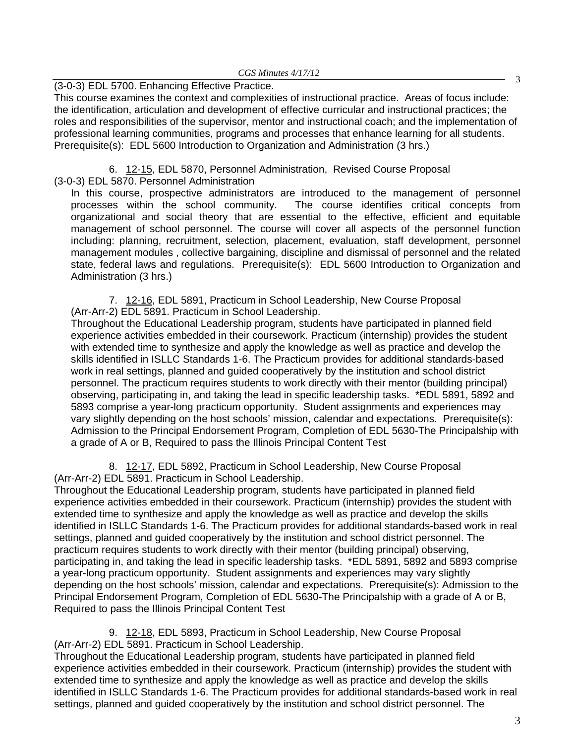(3-0-3) EDL 5700. Enhancing Effective Practice.
This course examines the context and complexities of instructional practice. Areas of focus include: the identification, articulation and development of effective curricular and instructional practices; the roles and responsibilities of the supervisor, mentor and instructional coach; and the implementation of professional learning communities, programs and processes that enhance learning for all students. Prerequisite(s): EDL 5600 Introduction to Organization and Administration (3 hrs.)

6. 12-15, EDL 5870, Personnel Administration, Revised Course Proposal

(3-0-3) EDL 5870. Personnel Administration

In this course, prospective administrators are introduced to the management of personnel processes within the school community. The course identifies critical concepts from organizational and social theory that are essential to the effective, efficient and equitable management of school personnel. The course will cover all aspects of the personnel function including: planning, recruitment, selection, placement, evaluation, staff development, personnel management modules , collective bargaining, discipline and dismissal of personnel and the related state, federal laws and regulations. Prerequisite(s): EDL 5600 Introduction to Organization and Administration (3 hrs.)

7. 12-16, EDL 5891, Practicum in School Leadership, New Course Proposal

(Arr-Arr-2) EDL 5891. Practicum in School Leadership.

Throughout the Educational Leadership program, students have participated in planned field experience activities embedded in their coursework. Practicum (internship) provides the student with extended time to synthesize and apply the knowledge as well as practice and develop the skills identified in ISLLC Standards 1-6. The Practicum provides for additional standards-based work in real settings, planned and guided cooperatively by the institution and school district personnel. The practicum requires students to work directly with their mentor (building principal) observing, participating in, and taking the lead in specific leadership tasks. *EDL 5891, 5892 and 5893 comprise a year-long practicum opportunity. Student assignments and experiences may vary slightly depending on the host schools' mission, calendar and expectations. Prerequisite(s): Admission to the Principal Endorsement Program, Completion of EDL 5630-The Principalship with a grade of A or B, Required to pass the Illinois Principal Content Test

8. 12-17, EDL 5892, Practicum in School Leadership, New Course Proposal

(Arr-Arr-2) EDL 5891. Practicum in School Leadership.

Throughout the Educational Leadership program, students have participated in planned field experience activities embedded in their coursework. Practicum (internship) provides the student with extended time to synthesize and apply the knowledge as well as practice and develop the skills identified in ISLLC Standards 1-6. The Practicum provides for additional standards-based work in real settings, planned and guided cooperatively by the institution and school district personnel. The practicum requires students to work directly with their mentor (building principal) observing, participating in, and taking the lead in specific leadership tasks. *EDL 5891, 5892 and 5893 comprise a year-long practicum opportunity. Student assignments and experiences may vary slightly depending on the host schools' mission, calendar and expectations. Prerequisite(s): Admission to the Principal Endorsement Program, Completion of EDL 5630-The Principalship with a grade of A or B, Required to pass the Illinois Principal Content Test

9. 12-18, EDL 5893, Practicum in School Leadership, New Course Proposal

(Arr-Arr-2) EDL 5891. Practicum in School Leadership.

Throughout the Educational Leadership program, students have participated in planned field experience activities embedded in their coursework. Practicum (internship) provides the student with extended time to synthesize and apply the knowledge as well as practice and develop the skills identified in ISLLC Standards 1-6. The Practicum provides for additional standards-based work in real settings, planned and guided cooperatively by the institution and school district personnel. The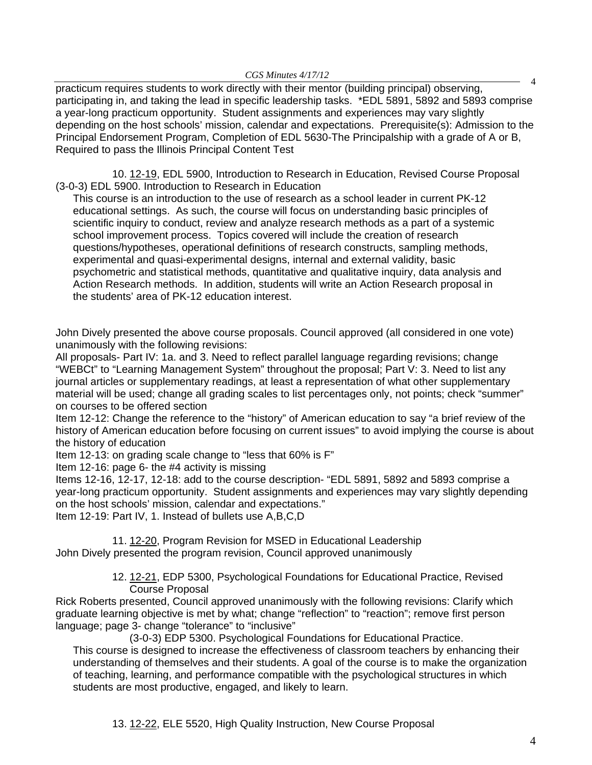practicum requires students to work directly with their mentor (building principal) observing, participating in, and taking the lead in specific leadership tasks. *EDL 5891, 5892 and 5893 comprise a year-long practicum opportunity. Student assignments and experiences may vary slightly depending on the host schools' mission, calendar and expectations. Prerequisite(s): Admission to the Principal Endorsement Program, Completion of EDL 5630-The Principalship with a grade of A or B, Required to pass the Illinois Principal Content Test

10. 12-19, EDL 5900, Introduction to Research in Education, Revised Course Proposal
(3-0-3) EDL 5900. Introduction to Research in Education

This course is an introduction to the use of research as a school leader in current PK-12 educational settings. As such, the course will focus on understanding basic principles of scientific inquiry to conduct, review and analyze research methods as a part of a systemic school improvement process. Topics covered will include the creation of research questions/hypotheses, operational definitions of research constructs, sampling methods, experimental and quasi-experimental designs, internal and external validity, basic psychometric and statistical methods, quantitative and qualitative inquiry, data analysis and Action Research methods. In addition, students will write an Action Research proposal in the students' area of PK-12 education interest.

John Dively presented the above course proposals. Council approved (all considered in one vote) unanimously with the following revisions:

All proposals- Part IV: 1a. and 3. Need to reflect parallel language regarding revisions; change "WEBCt" to "Learning Management System" throughout the proposal; Part V: 3. Need to list any journal articles or supplementary readings, at least a representation of what other supplementary material will be used; change all grading scales to list percentages only, not points; check "summer" on courses to be offered section

Item 12-12: Change the reference to the "history" of American education to say "a brief review of the history of American education before focusing on current issues" to avoid implying the course is about the history of education

Item 12-13: on grading scale change to "less that 60% is F"

Item 12-16: page 6- the #4 activity is missing

Items 12-16, 12-17, 12-18: add to the course description- "EDL 5891, 5892 and 5893 comprise a year-long practicum opportunity. Student assignments and experiences may vary slightly depending on the host schools' mission, calendar and expectations."

Item 12-19: Part IV, 1. Instead of bullets use A,B,C,D

11. 12-20, Program Revision for MSED in Educational Leadership
John Dively presented the program revision, Council approved unanimously

12. 12-21, EDP 5300, Psychological Foundations for Educational Practice, Revised Course Proposal
Rick Roberts presented, Council approved unanimously with the following revisions: Clarify which graduate learning objective is met by what; change "reflection" to "reaction"; remove first person language; page 3- change "tolerance" to "inclusive"

(3-0-3) EDP 5300. Psychological Foundations for Educational Practice.

This course is designed to increase the effectiveness of classroom teachers by enhancing their understanding of themselves and their students. A goal of the course is to make the organization of teaching, learning, and performance compatible with the psychological structures in which students are most productive, engaged, and likely to learn.

13. 12-22, ELE 5520, High Quality Instruction, New Course Proposal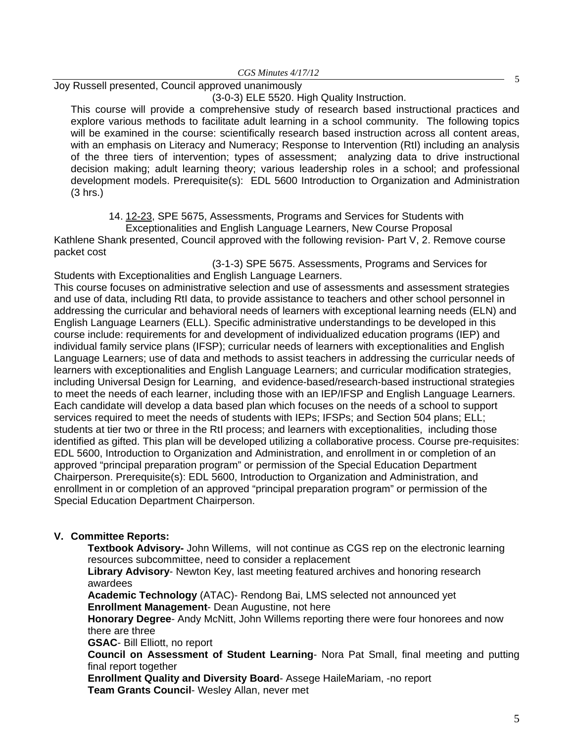Joy Russell presented, Council approved unanimously

(3-0-3) ELE 5520. High Quality Instruction.

This course will provide a comprehensive study of research based instructional practices and explore various methods to facilitate adult learning in a school community. The following topics will be examined in the course: scientifically research based instruction across all content areas, with an emphasis on Literacy and Numeracy; Response to Intervention (RtI) including an analysis of the three tiers of intervention; types of assessment; analyzing data to drive instructional decision making; adult learning theory; various leadership roles in a school; and professional development models. Prerequisite(s): EDL 5600 Introduction to Organization and Administration (3 hrs.)

14. 12-23, SPE 5675, Assessments, Programs and Services for Students with Exceptionalities and English Language Learners, New Course Proposal

Kathlene Shank presented, Council approved with the following revision- Part V, 2. Remove course packet cost

(3-1-3) SPE 5675. Assessments, Programs and Services for Students with Exceptionalities and English Language Learners.

This course focuses on administrative selection and use of assessments and assessment strategies and use of data, including RtI data, to provide assistance to teachers and other school personnel in addressing the curricular and behavioral needs of learners with exceptional learning needs (ELN) and English Language Learners (ELL). Specific administrative understandings to be developed in this course include: requirements for and development of individualized education programs (IEP) and individual family service plans (IFSP); curricular needs of learners with exceptionalities and English Language Learners; use of data and methods to assist teachers in addressing the curricular needs of learners with exceptionalities and English Language Learners; and curricular modification strategies, including Universal Design for Learning, and evidence-based/research-based instructional strategies to meet the needs of each learner, including those with an IEP/IFSP and English Language Learners. Each candidate will develop a data based plan which focuses on the needs of a school to support services required to meet the needs of students with IEPs; IFSPs; and Section 504 plans; ELL; students at tier two or three in the RtI process; and learners with exceptionalities, including those identified as gifted. This plan will be developed utilizing a collaborative process. Course pre-requisites: EDL 5600, Introduction to Organization and Administration, and enrollment in or completion of an approved "principal preparation program" or permission of the Special Education Department Chairperson. Prerequisite(s): EDL 5600, Introduction to Organization and Administration, and enrollment in or completion of an approved "principal preparation program" or permission of the Special Education Department Chairperson.

## V. Committee Reports:

**Textbook Advisory-** John Willems, will not continue as CGS rep on the electronic learning resources subcommittee, need to consider a replacement

**Library Advisory**- Newton Key, last meeting featured archives and honoring research awardees

**Academic Technology** (ATAC)- Rendong Bai, LMS selected not announced yet

**Enrollment Management**- Dean Augustine, not here

**Honorary Degree**- Andy McNitt, John Willems reporting there were four honorees and now there are three

**GSAC**- Bill Elliott, no report

**Council on Assessment of Student Learning**- Nora Pat Small, final meeting and putting final report together

**Enrollment Quality and Diversity Board**- Assege HaileMariam, -no report

**Team Grants Council**- Wesley Allan, never met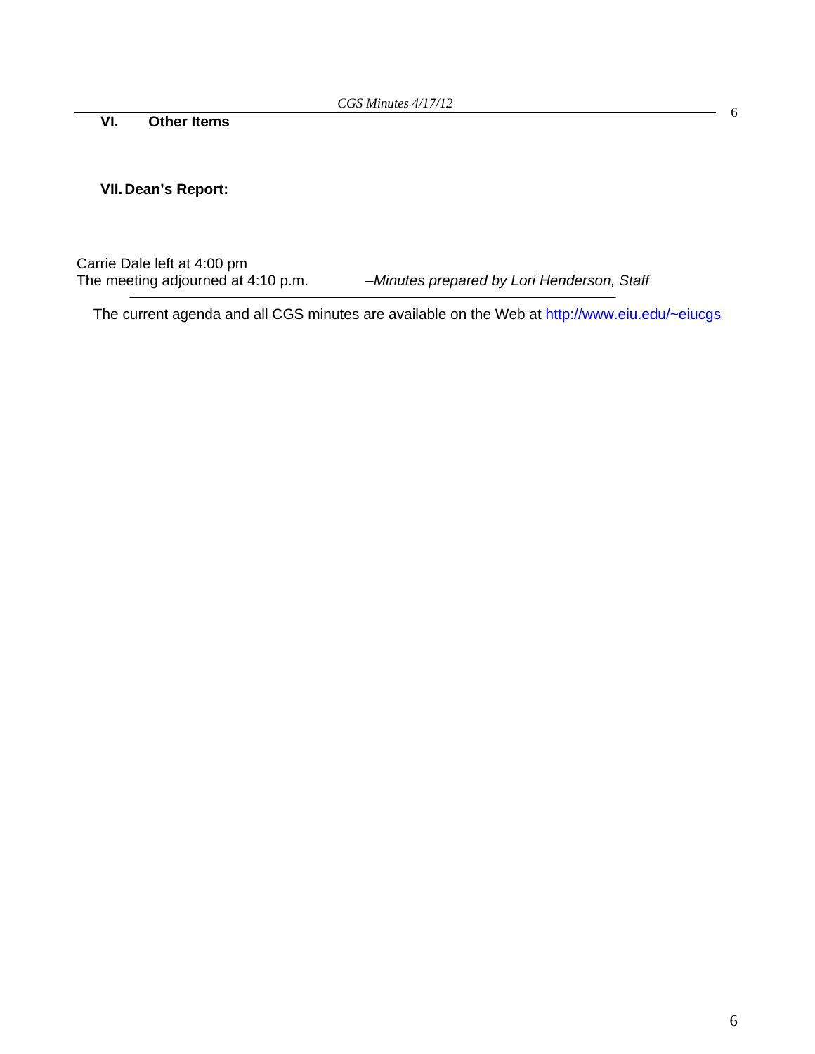## VI. Other Items

## VII. Dean's Report:

Carrie Dale left at 4:00 pm

The meeting adjourned at 4:10 p.m. *–Minutes prepared by Lori Henderson, Staff*

---

The current agenda and all CGS minutes are available on the Web at http://www.eiu.edu/~eiucgs